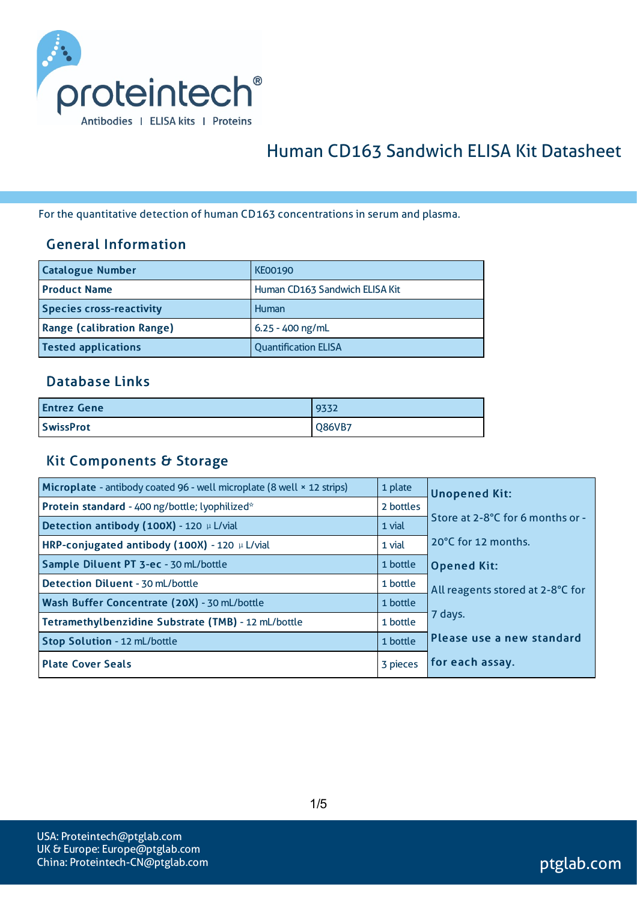# Human CD163 Sandwich ELISA Kit Datasheet

For the quantitative detection of human CD163 concentrations in serum and plasma.

## General Information

| Catalogue Number | KE00190 |
|---|---|
| Product Name | Human CD163 Sandwich ELISA Kit |
| Species cross-reactivity | Human |
| Range (calibration Range) | 6.25 - 400 ng/mL |
| Tested applications | Quantification ELISA |

## Database Links

| Entrez Gene | 9332 |
|---|---|
| SwissProt | Q86VB7 |

## Kit Components & Storage

| Component | Quantity | Storage |
|---|---|---|
| **Microplate** - antibody coated 96 - well microplate (8 well × 12 strips) | 1 plate | **Unopened Kit:** Store at 2-8°C for 6 months or -20°C for 12 months. **Opened Kit:** All reagents stored at 2-8°C for 7 days. **Please use a new standard for each assay.** |
| **Protein standard** - 400 ng/bottle; lyophilized* | 2 bottles | |
| **Detection antibody (100X)** - 120 µL/vial | 1 vial | |
| **HRP-conjugated antibody (100X)** - 120 µL/vial | 1 vial | |
| **Sample Diluent PT 3-ec** - 30 mL/bottle | 1 bottle | |
| **Detection Diluent** - 30 mL/bottle | 1 bottle | |
| **Wash Buffer Concentrate (20X)** - 30 mL/bottle | 1 bottle | |
| **Tetramethylbenzidine Substrate (TMB)** - 12 mL/bottle | 1 bottle | |
| **Stop Solution** - 12 mL/bottle | 1 bottle | |
| **Plate Cover Seals** | 3 pieces | |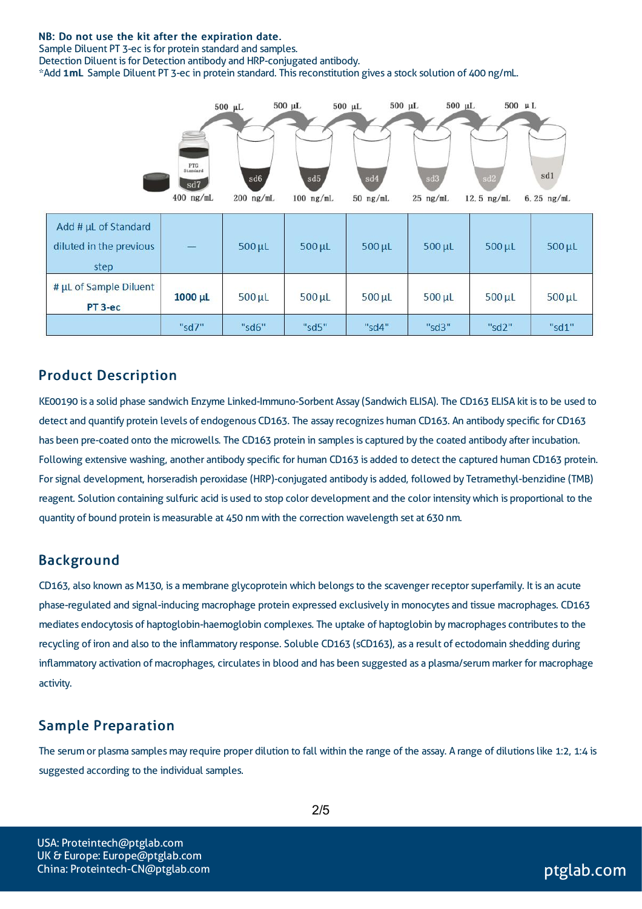**NB: Do not use the kit after the expiration date.**
Sample Diluent PT 3-ec is for protein standard and samples.
Detection Diluent is for Detection antibody and HRP-conjugated antibody.
*Add **1mL** Sample Diluent PT 3-ec in protein standard. This reconstitution gives a stock solution of 400 ng/mL.

| | sd7 | sd6 | sd5 | sd4 | sd3 | sd2 | sd1 |
|---|---|---|---|---|---|---|---|
| Concentration | 400 ng/mL | 200 ng/mL | 100 ng/mL | 50 ng/mL | 25 ng/mL | 12.5 ng/mL | 6.25 ng/mL |
| Add # μL of Standard diluted in the previous step | — | 500 μL | 500 μL | 500 μL | 500 μL | 500 μL | 500 μL |
| # μL of Sample Diluent PT 3-ec | **1000 μL** | 500 μL | 500 μL | 500 μL | 500 μL | 500 μL | 500 μL |
| | "sd7" | "sd6" | "sd5" | "sd4" | "sd3" | "sd2" | "sd1" |

## Product Description

KE00190 is a solid phase sandwich Enzyme Linked-Immuno-Sorbent Assay (Sandwich ELISA). The CD163 ELISA kit is to be used to detect and quantify protein levels of endogenous CD163. The assay recognizes human CD163. An antibody specific for CD163 has been pre-coated onto the microwells. The CD163 protein in samples is captured by the coated antibody after incubation. Following extensive washing, another antibody specific for human CD163 is added to detect the captured human CD163 protein. For signal development, horseradish peroxidase (HRP)-conjugated antibody is added, followed by Tetramethyl-benzidine (TMB) reagent. Solution containing sulfuric acid is used to stop color development and the color intensity which is proportional to the quantity of bound protein is measurable at 450 nm with the correction wavelength set at 630 nm.

## Background

CD163, also known as M130, is a membrane glycoprotein which belongs to the scavenger receptor superfamily. It is an acute phase-regulated and signal-inducing macrophage protein expressed exclusively in monocytes and tissue macrophages. CD163 mediates endocytosis of haptoglobin-haemoglobin complexes. The uptake of haptoglobin by macrophages contributes to the recycling of iron and also to the inflammatory response. Soluble CD163 (sCD163), as a result of ectodomain shedding during inflammatory activation of macrophages, circulates in blood and has been suggested as a plasma/serum marker for macrophage activity.

## Sample Preparation

The serum or plasma samples may require proper dilution to fall within the range of the assay. A range of dilutions like 1:2, 1:4 is suggested according to the individual samples.

USA: Proteintech@ptglab.com
UK & Europe: Europe@ptglab.com
China: Proteintech-CN@ptglab.com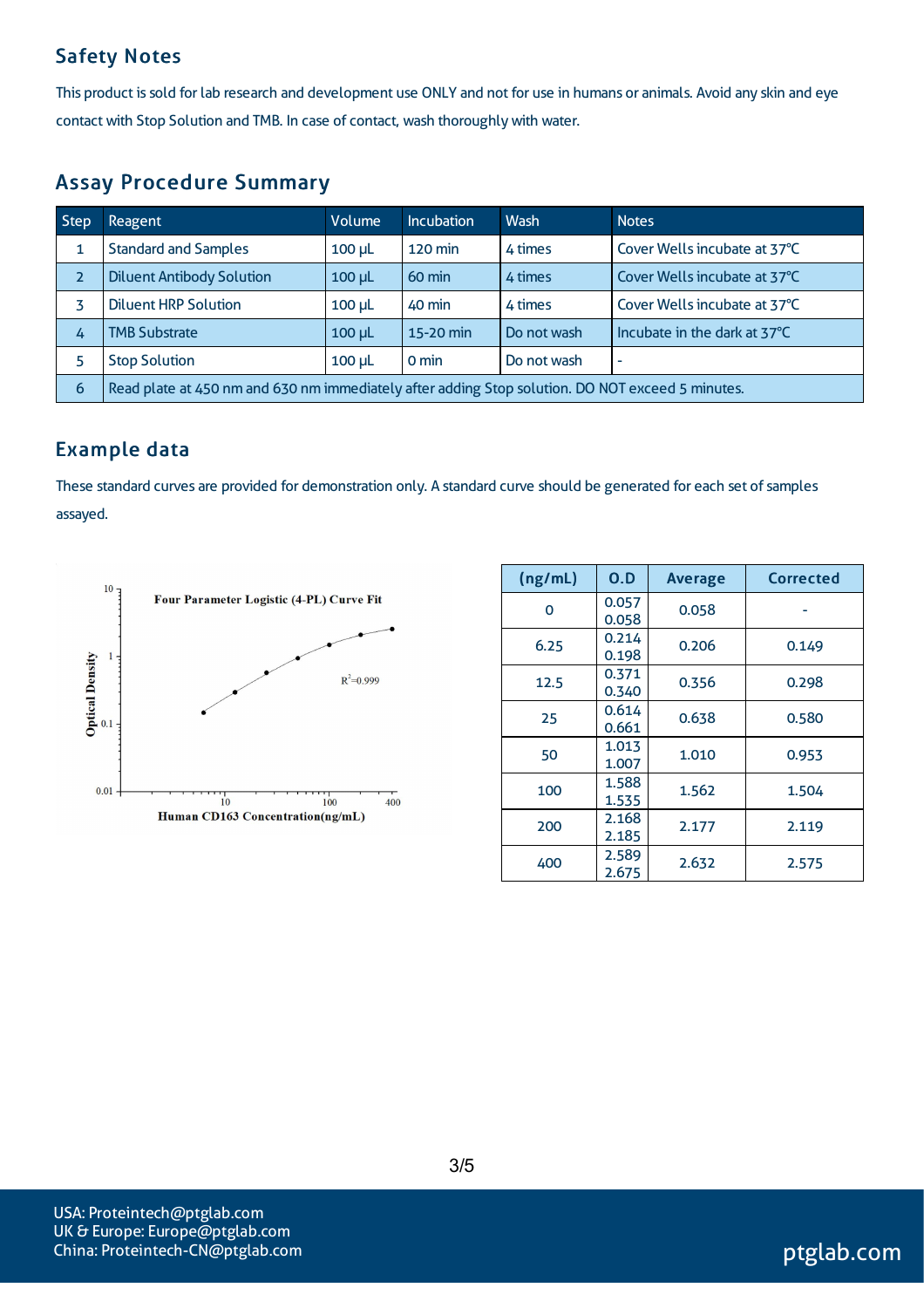## Safety Notes

This product is sold for lab research and development use ONLY and not for use in humans or animals. Avoid any skin and eye contact with Stop Solution and TMB. In case of contact, wash thoroughly with water.

## Assay Procedure Summary

| Step | Reagent | Volume | Incubation | Wash | Notes |
|---|---|---|---|---|---|
| 1 | Standard and Samples | 100 µL | 120 min | 4 times | Cover Wells incubate at 37℃ |
| 2 | Diluent Antibody Solution | 100 µL | 60 min | 4 times | Cover Wells incubate at 37℃ |
| 3 | Diluent HRP Solution | 100 µL | 40 min | 4 times | Cover Wells incubate at 37℃ |
| 4 | TMB Substrate | 100 µL | 15-20 min | Do not wash | Incubate in the dark at 37℃ |
| 5 | Stop Solution | 100 µL | 0 min | Do not wash | - |
| 6 | Read plate at 450 nm and 630 nm immediately after adding Stop solution. DO NOT exceed 5 minutes. | | | | |

## Example data

These standard curves are provided for demonstration only. A standard curve should be generated for each set of samples assayed.

Four Parameter Logistic (4-PL) Curve Fit

$R^2$=0.999

Optical Density vs. Human CD163 Concentration(ng/mL)

| (ng/mL) | O.D | Average | Corrected |
|---|---|---|---|
| 0 | 0.057<br>0.058 | 0.058 | - |
| 6.25 | 0.214<br>0.198 | 0.206 | 0.149 |
| 12.5 | 0.371<br>0.340 | 0.356 | 0.298 |
| 25 | 0.614<br>0.661 | 0.638 | 0.580 |
| 50 | 1.013<br>1.007 | 1.010 | 0.953 |
| 100 | 1.588<br>1.535 | 1.562 | 1.504 |
| 200 | 2.168<br>2.185 | 2.177 | 2.119 |
| 400 | 2.589<br>2.675 | 2.632 | 2.575 |

USA: Proteintech@ptglab.com
UK & Europe: Europe@ptglab.com
China: Proteintech-CN@ptglab.com

ptglab.com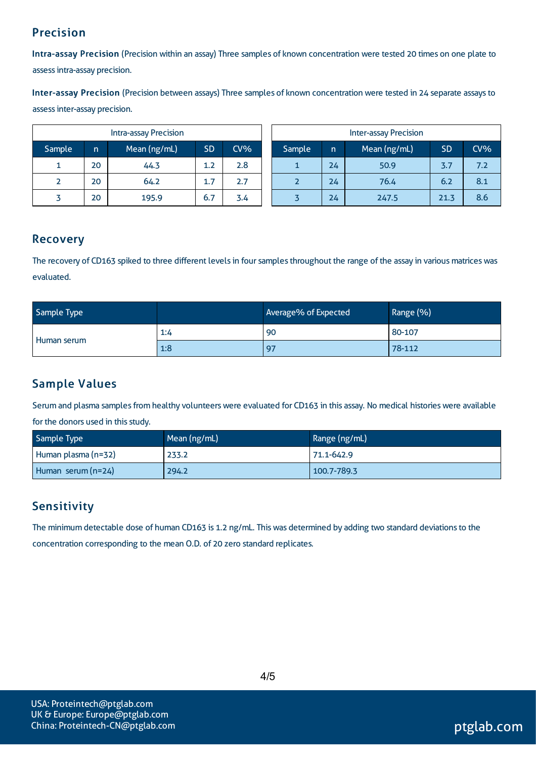## Precision

**Intra-assay Precision** (Precision within an assay) Three samples of known concentration were tested 20 times on one plate to assess intra-assay precision.

**Inter-assay Precision** (Precision between assays) Three samples of known concentration were tested in 24 separate assays to assess inter-assay precision.

| Intra-assay Precision | | | | |
|---|---|---|---|---|
| Sample | n | Mean (ng/mL) | SD | CV% |
| 1 | 20 | 44.3 | 1.2 | 2.8 |
| 2 | 20 | 64.2 | 1.7 | 2.7 |
| 3 | 20 | 195.9 | 6.7 | 3.4 |

| Inter-assay Precision | | | | |
|---|---|---|---|---|
| Sample | n | Mean (ng/mL) | SD | CV% |
| 1 | 24 | 50.9 | 3.7 | 7.2 |
| 2 | 24 | 76.4 | 6.2 | 8.1 |
| 3 | 24 | 247.5 | 21.3 | 8.6 |

## Recovery

The recovery of CD163 spiked to three different levels in four samples throughout the range of the assay in various matrices was evaluated.

| Sample Type | | Average% of Expected | Range (%) |
|---|---|---|---|
| Human serum | 1:4 | 90 | 80-107 |
| | 1:8 | 97 | 78-112 |

## Sample Values

Serum and plasma samples from healthy volunteers were evaluated for CD163 in this assay. No medical histories were available for the donors used in this study.

| Sample Type | Mean (ng/mL) | Range (ng/mL) |
|---|---|---|
| Human plasma (n=32) | 233.2 | 71.1-642.9 |
| Human serum (n=24) | 294.2 | 100.7-789.3 |

## Sensitivity

The minimum detectable dose of human CD163 is 1.2 ng/mL. This was determined by adding two standard deviations to the concentration corresponding to the mean O.D. of 20 zero standard replicates.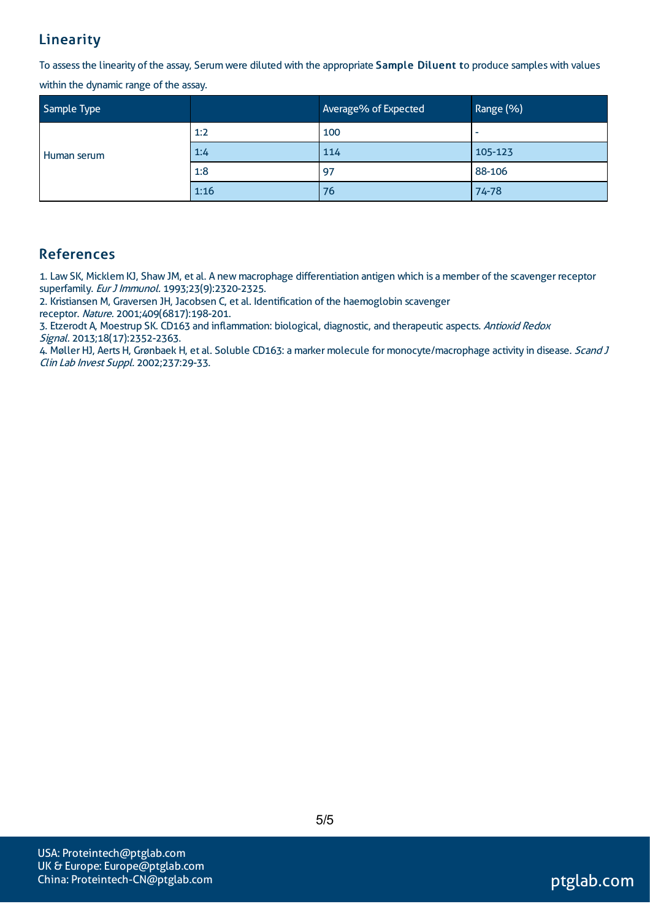## Linearity

To assess the linearity of the assay, Serum were diluted with the appropriate **Sample Diluent t**o produce samples with values within the dynamic range of the assay.

| Sample Type | | Average% of Expected | Range (%) |
|---|---|---|---|
| Human serum | 1:2 | 100 | - |
| | 1:4 | 114 | 105-123 |
| | 1:8 | 97 | 88-106 |
| | 1:16 | 76 | 74-78 |

## References

1. Law SK, Micklem KJ, Shaw JM, et al. A new macrophage differentiation antigen which is a member of the scavenger receptor superfamily. *Eur J Immunol.* 1993;23(9):2320-2325.
2. Kristiansen M, Graversen JH, Jacobsen C, et al. Identification of the haemoglobin scavenger receptor. *Nature.* 2001;409(6817):198-201.
3. Etzerodt A, Moestrup SK. CD163 and inflammation: biological, diagnostic, and therapeutic aspects. *Antioxid Redox Signal.* 2013;18(17):2352-2363.
4. Møller HJ, Aerts H, Grønbaek H, et al. Soluble CD163: a marker molecule for monocyte/macrophage activity in disease. *Scand J Clin Lab Invest Suppl.* 2002;237:29-33.

USA: Proteintech@ptglab.com
UK & Europe: Europe@ptglab.com
China: Proteintech-CN@ptglab.com

ptglab.com